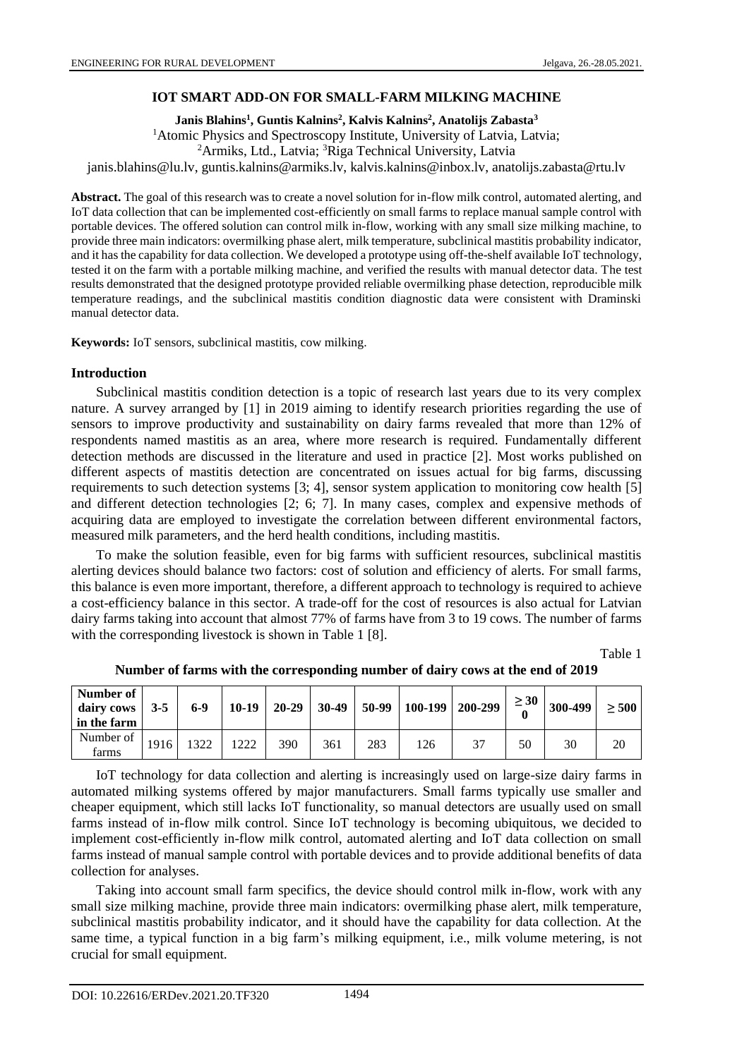# IOT SMART ADD-ON FOR SMALL-FARM MILKING MACHINE

**Janis Blahins[1], Guntis Kalnins[2], Kalvis Kalnins[2], Anatolijs Zabasta[3]**

[1]Atomic Physics and Spectroscopy Institute, University of Latvia, Latvia;
[2]Armiks, Ltd., Latvia; [3]Riga Technical University, Latvia
janis.blahins@lu.lv, guntis.kalnins@armiks.lv, kalvis.kalnins@inbox.lv, anatolijs.zabasta@rtu.lv

**Abstract.** The goal of this research was to create a novel solution for in-flow milk control, automated alerting, and IoT data collection that can be implemented cost-efficiently on small farms to replace manual sample control with portable devices. The offered solution can control milk in-flow, working with any small size milking machine, to provide three main indicators: overmilking phase alert, milk temperature, subclinical mastitis probability indicator, and it has the capability for data collection. We developed a prototype using off-the-shelf available IoT technology, tested it on the farm with a portable milking machine, and verified the results with manual detector data. The test results demonstrated that the designed prototype provided reliable overmilking phase detection, reproducible milk temperature readings, and the subclinical mastitis condition diagnostic data were consistent with Draminski manual detector data.

**Keywords:** IoT sensors, subclinical mastitis, cow milking.

## Introduction

Subclinical mastitis condition detection is a topic of research last years due to its very complex nature. A survey arranged by [1] in 2019 aiming to identify research priorities regarding the use of sensors to improve productivity and sustainability on dairy farms revealed that more than 12% of respondents named mastitis as an area, where more research is required. Fundamentally different detection methods are discussed in the literature and used in practice [2]. Most works published on different aspects of mastitis detection are concentrated on issues actual for big farms, discussing requirements to such detection systems [3; 4], sensor system application to monitoring cow health [5] and different detection technologies [2; 6; 7]. In many cases, complex and expensive methods of acquiring data are employed to investigate the correlation between different environmental factors, measured milk parameters, and the herd health conditions, including mastitis.

To make the solution feasible, even for big farms with sufficient resources, subclinical mastitis alerting devices should balance two factors: cost of solution and efficiency of alerts. For small farms, this balance is even more important, therefore, a different approach to technology is required to achieve a cost-efficiency balance in this sector. A trade-off for the cost of resources is also actual for Latvian dairy farms taking into account that almost 77% of farms have from 3 to 19 cows. The number of farms with the corresponding livestock is shown in Table 1 [8].

Table 1

**Number of farms with the corresponding number of dairy cows at the end of 2019**

| Number of dairy cows in the farm | 3-5 | 6-9 | 10-19 | 20-29 | 30-49 | 50-99 | 100-199 | 200-299 | ≥ 300 | 300-499 | ≥ 500 |
|---|---|---|---|---|---|---|---|---|---|---|---|
| Number of farms | 1916 | 1322 | 1222 | 390 | 361 | 283 | 126 | 37 | 50 | 30 | 20 |

IoT technology for data collection and alerting is increasingly used on large-size dairy farms in automated milking systems offered by major manufacturers. Small farms typically use smaller and cheaper equipment, which still lacks IoT functionality, so manual detectors are usually used on small farms instead of in-flow milk control. Since IoT technology is becoming ubiquitous, we decided to implement cost-efficiently in-flow milk control, automated alerting and IoT data collection on small farms instead of manual sample control with portable devices and to provide additional benefits of data collection for analyses.

Taking into account small farm specifics, the device should control milk in-flow, work with any small size milking machine, provide three main indicators: overmilking phase alert, milk temperature, subclinical mastitis probability indicator, and it should have the capability for data collection. At the same time, a typical function in a big farm's milking equipment, i.e., milk volume metering, is not crucial for small equipment.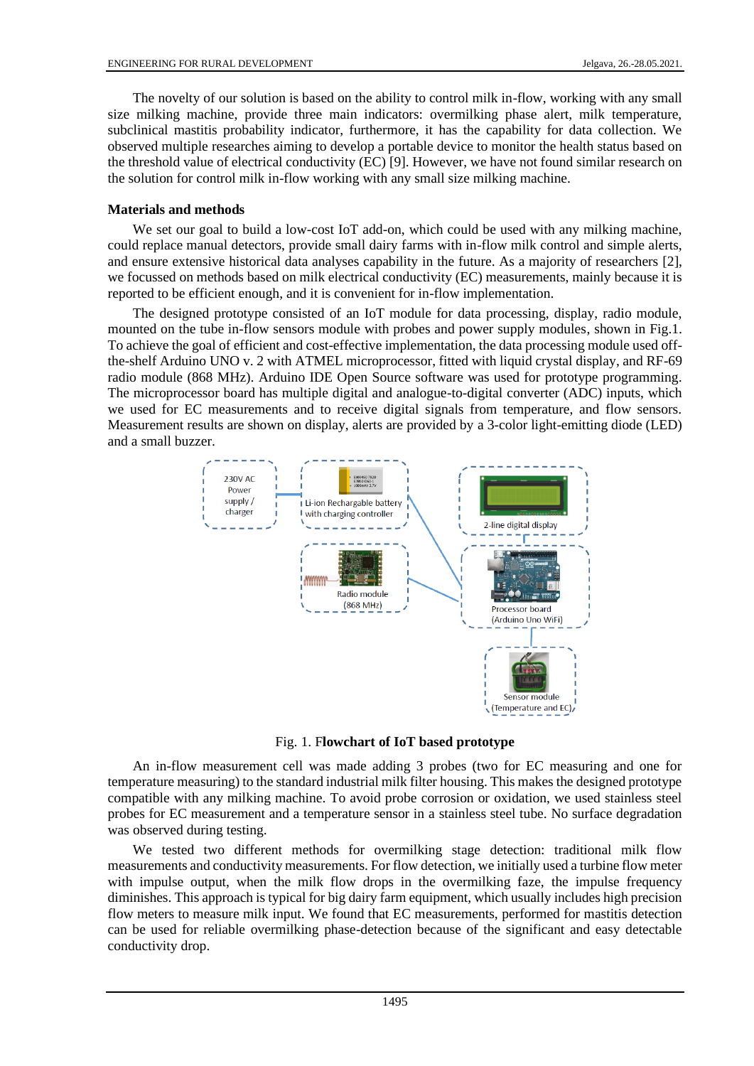The novelty of our solution is based on the ability to control milk in-flow, working with any small size milking machine, provide three main indicators: overmilking phase alert, milk temperature, subclinical mastitis probability indicator, furthermore, it has the capability for data collection. We observed multiple researches aiming to develop a portable device to monitor the health status based on the threshold value of electrical conductivity (EC) [9]. However, we have not found similar research on the solution for control milk in-flow working with any small size milking machine.

### Materials and methods

We set our goal to build a low-cost IoT add-on, which could be used with any milking machine, could replace manual detectors, provide small dairy farms with in-flow milk control and simple alerts, and ensure extensive historical data analyses capability in the future. As a majority of researchers [2], we focussed on methods based on milk electrical conductivity (EC) measurements, mainly because it is reported to be efficient enough, and it is convenient for in-flow implementation.

The designed prototype consisted of an IoT module for data processing, display, radio module, mounted on the tube in-flow sensors module with probes and power supply modules, shown in Fig.1. To achieve the goal of efficient and cost-effective implementation, the data processing module used off-the-shelf Arduino UNO v. 2 with ATMEL microprocessor, fitted with liquid crystal display, and RF-69 radio module (868 MHz). Arduino IDE Open Source software was used for prototype programming. The microprocessor board has multiple digital and analogue-to-digital converter (ADC) inputs, which we used for EC measurements and to receive digital signals from temperature, and flow sensors. Measurement results are shown on display, alerts are provided by a 3-color light-emitting diode (LED) and a small buzzer.

Fig. 1. **Flowchart of IoT based prototype**

An in-flow measurement cell was made adding 3 probes (two for EC measuring and one for temperature measuring) to the standard industrial milk filter housing. This makes the designed prototype compatible with any milking machine. To avoid probe corrosion or oxidation, we used stainless steel probes for EC measurement and a temperature sensor in a stainless steel tube. No surface degradation was observed during testing.

We tested two different methods for overmilking stage detection: traditional milk flow measurements and conductivity measurements. For flow detection, we initially used a turbine flow meter with impulse output, when the milk flow drops in the overmilking faze, the impulse frequency diminishes. This approach is typical for big dairy farm equipment, which usually includes high precision flow meters to measure milk input. We found that EC measurements, performed for mastitis detection can be used for reliable overmilking phase-detection because of the significant and easy detectable conductivity drop.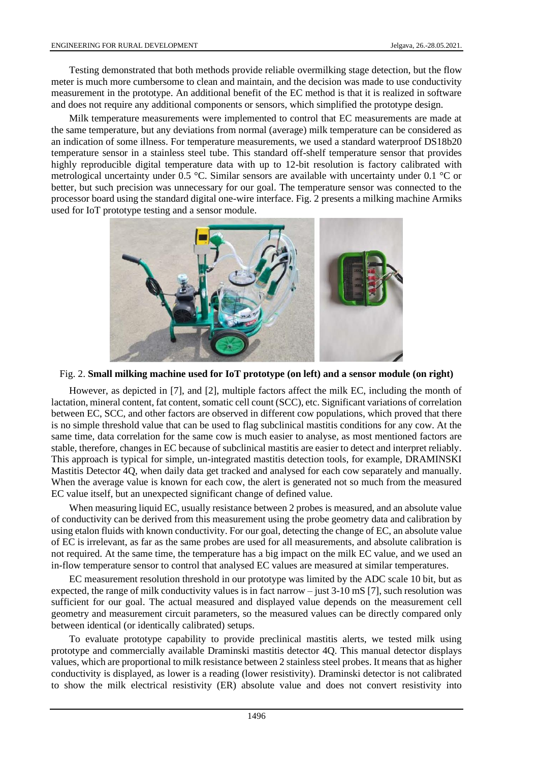Testing demonstrated that both methods provide reliable overmilking stage detection, but the flow meter is much more cumbersome to clean and maintain, and the decision was made to use conductivity measurement in the prototype. An additional benefit of the EC method is that it is realized in software and does not require any additional components or sensors, which simplified the prototype design.

Milk temperature measurements were implemented to control that EC measurements are made at the same temperature, but any deviations from normal (average) milk temperature can be considered as an indication of some illness. For temperature measurements, we used a standard waterproof DS18b20 temperature sensor in a stainless steel tube. This standard off-shelf temperature sensor that provides highly reproducible digital temperature data with up to 12-bit resolution is factory calibrated with metrological uncertainty under 0.5 °C. Similar sensors are available with uncertainty under 0.1 °C or better, but such precision was unnecessary for our goal. The temperature sensor was connected to the processor board using the standard digital one-wire interface. Fig. 2 presents a milking machine Armiks used for IoT prototype testing and a sensor module.

Fig. 2. **Small milking machine used for IoT prototype (on left) and a sensor module (on right)**

However, as depicted in [7], and [2], multiple factors affect the milk EC, including the month of lactation, mineral content, fat content, somatic cell count (SCC), etc. Significant variations of correlation between EC, SCC, and other factors are observed in different cow populations, which proved that there is no simple threshold value that can be used to flag subclinical mastitis conditions for any cow. At the same time, data correlation for the same cow is much easier to analyse, as most mentioned factors are stable, therefore, changes in EC because of subclinical mastitis are easier to detect and interpret reliably. This approach is typical for simple, un-integrated mastitis detection tools, for example, DRAMINSKI Mastitis Detector 4Q, when daily data get tracked and analysed for each cow separately and manually. When the average value is known for each cow, the alert is generated not so much from the measured EC value itself, but an unexpected significant change of defined value.

When measuring liquid EC, usually resistance between 2 probes is measured, and an absolute value of conductivity can be derived from this measurement using the probe geometry data and calibration by using etalon fluids with known conductivity. For our goal, detecting the change of EC, an absolute value of EC is irrelevant, as far as the same probes are used for all measurements, and absolute calibration is not required. At the same time, the temperature has a big impact on the milk EC value, and we used an in-flow temperature sensor to control that analysed EC values are measured at similar temperatures.

EC measurement resolution threshold in our prototype was limited by the ADC scale 10 bit, but as expected, the range of milk conductivity values is in fact narrow – just 3-10 mS [7], such resolution was sufficient for our goal. The actual measured and displayed value depends on the measurement cell geometry and measurement circuit parameters, so the measured values can be directly compared only between identical (or identically calibrated) setups.

To evaluate prototype capability to provide preclinical mastitis alerts, we tested milk using prototype and commercially available Draminski mastitis detector 4Q. This manual detector displays values, which are proportional to milk resistance between 2 stainless steel probes. It means that as higher conductivity is displayed, as lower is a reading (lower resistivity). Draminski detector is not calibrated to show the milk electrical resistivity (ER) absolute value and does not convert resistivity into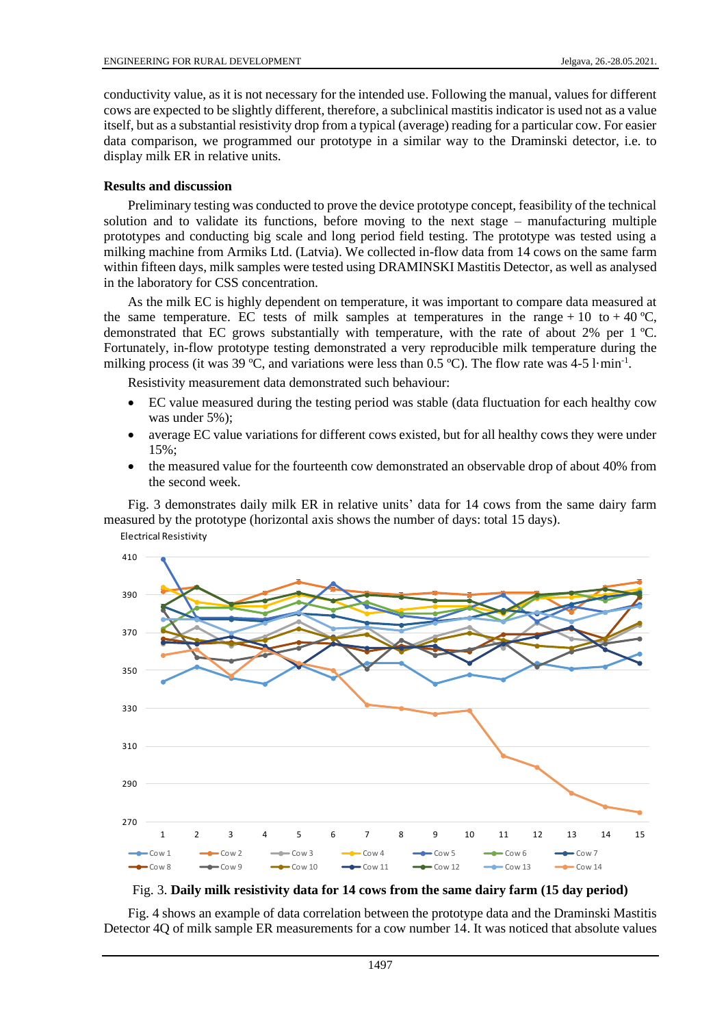conductivity value, as it is not necessary for the intended use. Following the manual, values for different cows are expected to be slightly different, therefore, a subclinical mastitis indicator is used not as a value itself, but as a substantial resistivity drop from a typical (average) reading for a particular cow. For easier data comparison, we programmed our prototype in a similar way to the Draminski detector, i.e. to display milk ER in relative units.

## Results and discussion

Preliminary testing was conducted to prove the device prototype concept, feasibility of the technical solution and to validate its functions, before moving to the next stage – manufacturing multiple prototypes and conducting big scale and long period field testing. The prototype was tested using a milking machine from Armiks Ltd. (Latvia). We collected in-flow data from 14 cows on the same farm within fifteen days, milk samples were tested using DRAMINSKI Mastitis Detector, as well as analysed in the laboratory for CSS concentration.

As the milk EC is highly dependent on temperature, it was important to compare data measured at the same temperature. EC tests of milk samples at temperatures in the range + 10 to + 40 ºC, demonstrated that EC grows substantially with temperature, with the rate of about 2% per 1 ºC. Fortunately, in-flow prototype testing demonstrated a very reproducible milk temperature during the milking process (it was 39 ºC, and variations were less than 0.5 ºC). The flow rate was 4-5 $l \cdot min^{-1}$.

Resistivity measurement data demonstrated such behaviour:

- EC value measured during the testing period was stable (data fluctuation for each healthy cow was under 5%);
- average EC value variations for different cows existed, but for all healthy cows they were under 15%;
- the measured value for the fourteenth cow demonstrated an observable drop of about 40% from the second week.

Fig. 3 demonstrates daily milk ER in relative units' data for 14 cows from the same dairy farm measured by the prototype (horizontal axis shows the number of days: total 15 days).

Fig. 3. **Daily milk resistivity data for 14 cows from the same dairy farm (15 day period)**

Fig. 4 shows an example of data correlation between the prototype data and the Draminski Mastitis Detector 4Q of milk sample ER measurements for a cow number 14. It was noticed that absolute values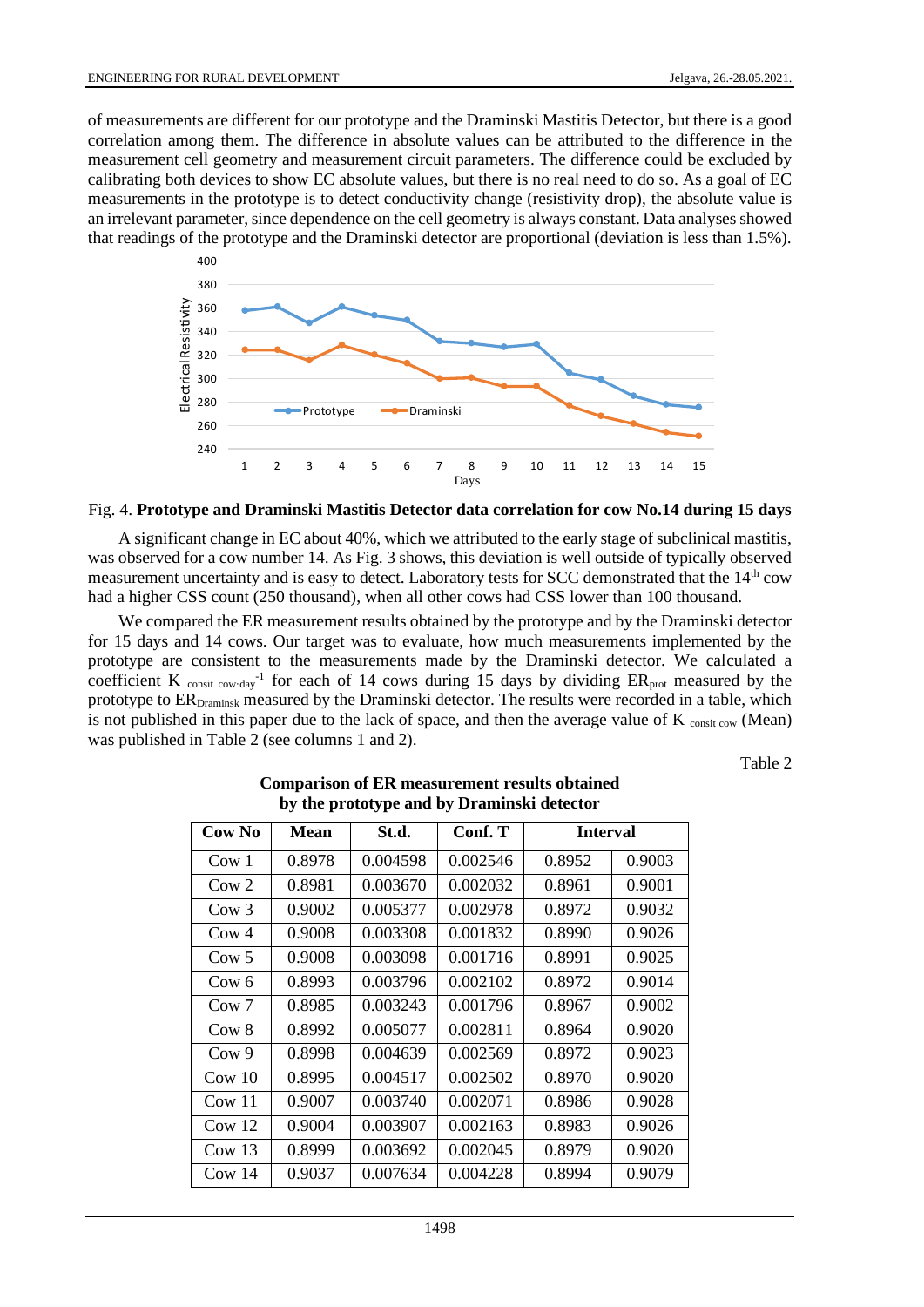of measurements are different for our prototype and the Draminski Mastitis Detector, but there is a good correlation among them. The difference in absolute values can be attributed to the difference in the measurement cell geometry and measurement circuit parameters. The difference could be excluded by calibrating both devices to show EC absolute values, but there is no real need to do so. As a goal of EC measurements in the prototype is to detect conductivity change (resistivity drop), the absolute value is an irrelevant parameter, since dependence on the cell geometry is always constant. Data analyses showed that readings of the prototype and the Draminski detector are proportional (deviation is less than 1.5%).

Fig. 4. **Prototype and Draminski Mastitis Detector data correlation for cow No.14 during 15 days**

A significant change in EC about 40%, which we attributed to the early stage of subclinical mastitis, was observed for a cow number 14. As Fig. 3 shows, this deviation is well outside of typically observed measurement uncertainty and is easy to detect. Laboratory tests for SCC demonstrated that the 14th cow had a higher CSS count (250 thousand), when all other cows had CSS lower than 100 thousand.

We compared the ER measurement results obtained by the prototype and by the Draminski detector for 15 days and 14 cows. Our target was to evaluate, how much measurements implemented by the prototype are consistent to the measurements made by the Draminski detector. We calculated a coefficient $K_{consit\ cow \cdot day^{-1}}$ for each of 14 cows during 15 days by dividing $ER_{prot}$ measured by the prototype to $ER_{Draminsk}$ measured by the Draminski detector. The results were recorded in a table, which is not published in this paper due to the lack of space, and then the average value of $K_{consit\ cow}$ (Mean) was published in Table 2 (see columns 1 and 2).

Table 2

**Comparison of ER measurement results obtained by the prototype and by Draminski detector**

| Cow No | Mean | St.d. | Conf. T | Interval | |
|---|---|---|---|---|---|
| Cow 1 | 0.8978 | 0.004598 | 0.002546 | 0.8952 | 0.9003 |
| Cow 2 | 0.8981 | 0.003670 | 0.002032 | 0.8961 | 0.9001 |
| Cow 3 | 0.9002 | 0.005377 | 0.002978 | 0.8972 | 0.9032 |
| Cow 4 | 0.9008 | 0.003308 | 0.001832 | 0.8990 | 0.9026 |
| Cow 5 | 0.9008 | 0.003098 | 0.001716 | 0.8991 | 0.9025 |
| Cow 6 | 0.8993 | 0.003796 | 0.002102 | 0.8972 | 0.9014 |
| Cow 7 | 0.8985 | 0.003243 | 0.001796 | 0.8967 | 0.9002 |
| Cow 8 | 0.8992 | 0.005077 | 0.002811 | 0.8964 | 0.9020 |
| Cow 9 | 0.8998 | 0.004639 | 0.002569 | 0.8972 | 0.9023 |
| Cow 10 | 0.8995 | 0.004517 | 0.002502 | 0.8970 | 0.9020 |
| Cow 11 | 0.9007 | 0.003740 | 0.002071 | 0.8986 | 0.9028 |
| Cow 12 | 0.9004 | 0.003907 | 0.002163 | 0.8983 | 0.9026 |
| Cow 13 | 0.8999 | 0.003692 | 0.002045 | 0.8979 | 0.9020 |
| Cow 14 | 0.9037 | 0.007634 | 0.004228 | 0.8994 | 0.9079 |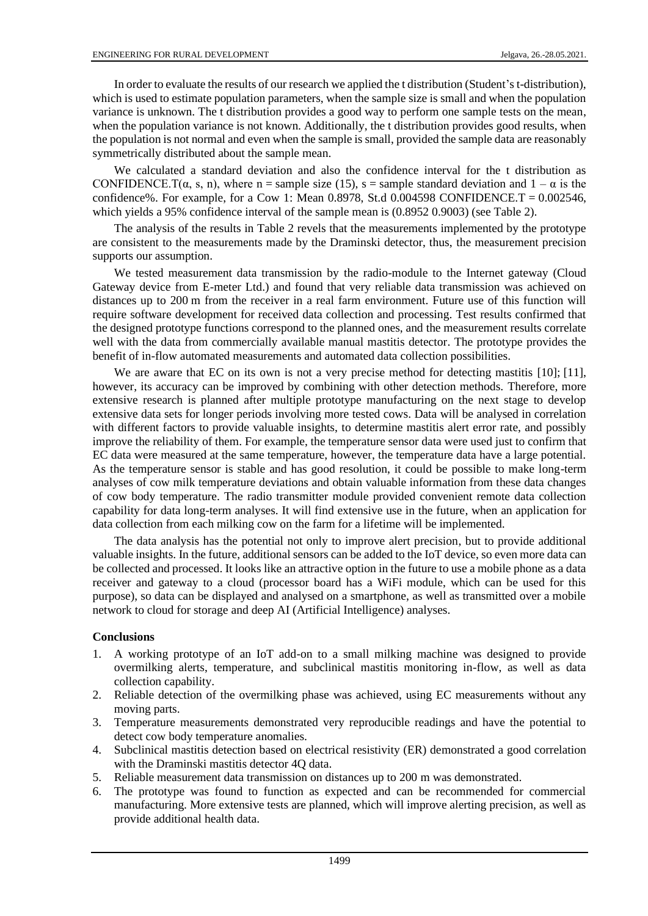In order to evaluate the results of our research we applied the t distribution (Student's t-distribution), which is used to estimate population parameters, when the sample size is small and when the population variance is unknown. The t distribution provides a good way to perform one sample tests on the mean, when the population variance is not known. Additionally, the t distribution provides good results, when the population is not normal and even when the sample is small, provided the sample data are reasonably symmetrically distributed about the sample mean.

We calculated a standard deviation and also the confidence interval for the t distribution as CONFIDENCE.T($\alpha$, s, n), where n = sample size (15), s = sample standard deviation and $1 - \alpha$ is the confidence%. For example, for a Cow 1: Mean 0.8978, St.d 0.004598 CONFIDENCE.T = 0.002546, which yields a 95% confidence interval of the sample mean is (0.8952 0.9003) (see Table 2).

The analysis of the results in Table 2 revels that the measurements implemented by the prototype are consistent to the measurements made by the Draminski detector, thus, the measurement precision supports our assumption.

We tested measurement data transmission by the radio-module to the Internet gateway (Cloud Gateway device from E-meter Ltd.) and found that very reliable data transmission was achieved on distances up to 200 m from the receiver in a real farm environment. Future use of this function will require software development for received data collection and processing. Test results confirmed that the designed prototype functions correspond to the planned ones, and the measurement results correlate well with the data from commercially available manual mastitis detector. The prototype provides the benefit of in-flow automated measurements and automated data collection possibilities.

We are aware that EC on its own is not a very precise method for detecting mastitis [10]; [11], however, its accuracy can be improved by combining with other detection methods. Therefore, more extensive research is planned after multiple prototype manufacturing on the next stage to develop extensive data sets for longer periods involving more tested cows. Data will be analysed in correlation with different factors to provide valuable insights, to determine mastitis alert error rate, and possibly improve the reliability of them. For example, the temperature sensor data were used just to confirm that EC data were measured at the same temperature, however, the temperature data have a large potential. As the temperature sensor is stable and has good resolution, it could be possible to make long-term analyses of cow milk temperature deviations and obtain valuable information from these data changes of cow body temperature. The radio transmitter module provided convenient remote data collection capability for data long-term analyses. It will find extensive use in the future, when an application for data collection from each milking cow on the farm for a lifetime will be implemented.

The data analysis has the potential not only to improve alert precision, but to provide additional valuable insights. In the future, additional sensors can be added to the IoT device, so even more data can be collected and processed. It looks like an attractive option in the future to use a mobile phone as a data receiver and gateway to a cloud (processor board has a WiFi module, which can be used for this purpose), so data can be displayed and analysed on a smartphone, as well as transmitted over a mobile network to cloud for storage and deep AI (Artificial Intelligence) analyses.

## Conclusions

1. A working prototype of an IoT add-on to a small milking machine was designed to provide overmilking alerts, temperature, and subclinical mastitis monitoring in-flow, as well as data collection capability.
2. Reliable detection of the overmilking phase was achieved, using EC measurements without any moving parts.
3. Temperature measurements demonstrated very reproducible readings and have the potential to detect cow body temperature anomalies.
4. Subclinical mastitis detection based on electrical resistivity (ER) demonstrated a good correlation with the Draminski mastitis detector 4Q data.
5. Reliable measurement data transmission on distances up to 200 m was demonstrated.
6. The prototype was found to function as expected and can be recommended for commercial manufacturing. More extensive tests are planned, which will improve alerting precision, as well as provide additional health data.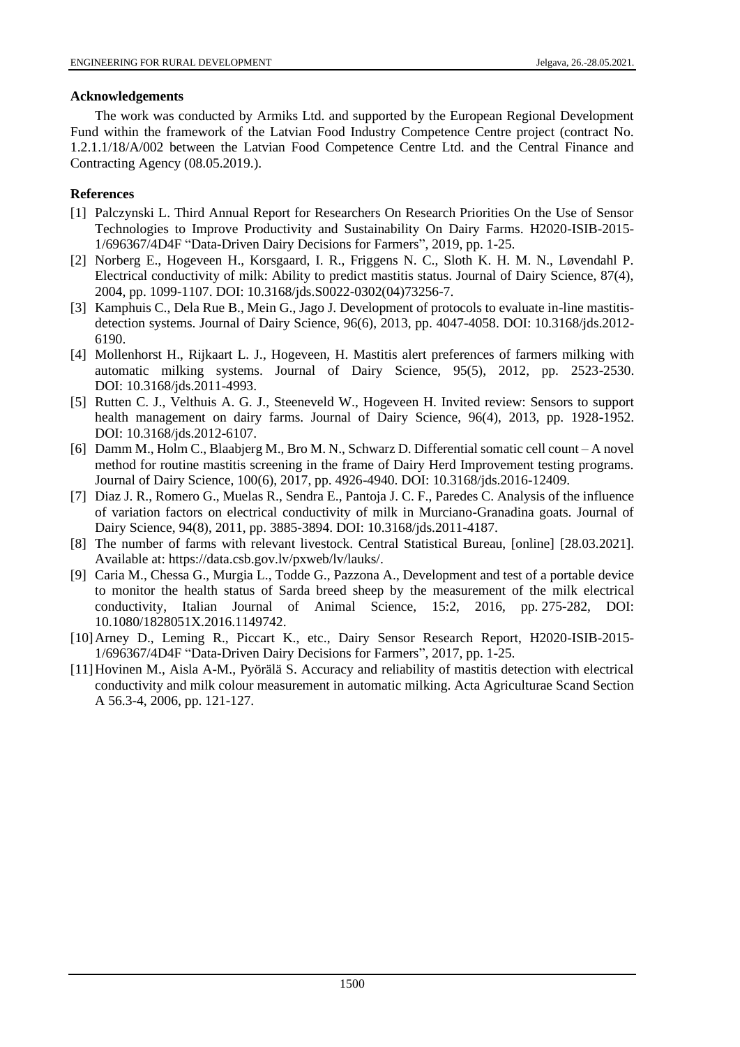## Acknowledgements

The work was conducted by Armiks Ltd. and supported by the European Regional Development Fund within the framework of the Latvian Food Industry Competence Centre project (contract No. 1.2.1.1/18/A/002 between the Latvian Food Competence Centre Ltd. and the Central Finance and Contracting Agency (08.05.2019.).

## References

[1] Palczynski L. Third Annual Report for Researchers On Research Priorities On the Use of Sensor Technologies to Improve Productivity and Sustainability On Dairy Farms. H2020-ISIB-2015-1/696367/4D4F "Data-Driven Dairy Decisions for Farmers", 2019, pp. 1-25.

[2] Norberg E., Hogeveen H., Korsgaard, I. R., Friggens N. C., Sloth K. H. M. N., Løvendahl P. Electrical conductivity of milk: Ability to predict mastitis status. Journal of Dairy Science, 87(4), 2004, pp. 1099-1107. DOI: 10.3168/jds.S0022-0302(04)73256-7.

[3] Kamphuis C., Dela Rue B., Mein G., Jago J. Development of protocols to evaluate in-line mastitis-detection systems. Journal of Dairy Science, 96(6), 2013, pp. 4047-4058. DOI: 10.3168/jds.2012-6190.

[4] Mollenhorst H., Rijkaart L. J., Hogeveen, H. Mastitis alert preferences of farmers milking with automatic milking systems. Journal of Dairy Science, 95(5), 2012, pp. 2523-2530. DOI: 10.3168/jds.2011-4993.

[5] Rutten C. J., Velthuis A. G. J., Steeneveld W., Hogeveen H. Invited review: Sensors to support health management on dairy farms. Journal of Dairy Science, 96(4), 2013, pp. 1928-1952. DOI: 10.3168/jds.2012-6107.

[6] Damm M., Holm C., Blaabjerg M., Bro M. N., Schwarz D. Differential somatic cell count – A novel method for routine mastitis screening in the frame of Dairy Herd Improvement testing programs. Journal of Dairy Science, 100(6), 2017, pp. 4926-4940. DOI: 10.3168/jds.2016-12409.

[7] Diaz J. R., Romero G., Muelas R., Sendra E., Pantoja J. C. F., Paredes C. Analysis of the influence of variation factors on electrical conductivity of milk in Murciano-Granadina goats. Journal of Dairy Science, 94(8), 2011, pp. 3885-3894. DOI: 10.3168/jds.2011-4187.

[8] The number of farms with relevant livestock. Central Statistical Bureau, [online] [28.03.2021]. Available at: https://data.csb.gov.lv/pxweb/lv/lauks/.

[9] Caria M., Chessa G., Murgia L., Todde G., Pazzona A., Development and test of a portable device to monitor the health status of Sarda breed sheep by the measurement of the milk electrical conductivity, Italian Journal of Animal Science, 15:2, 2016, pp. 275-282, DOI: 10.1080/1828051X.2016.1149742.

[10] Arney D., Leming R., Piccart K., etc., Dairy Sensor Research Report, H2020-ISIB-2015-1/696367/4D4F "Data-Driven Dairy Decisions for Farmers", 2017, pp. 1-25.

[11] Hovinen M., Aisla A-M., Pyörälä S. Accuracy and reliability of mastitis detection with electrical conductivity and milk colour measurement in automatic milking. Acta Agriculturae Scand Section A 56.3-4, 2006, pp. 121-127.